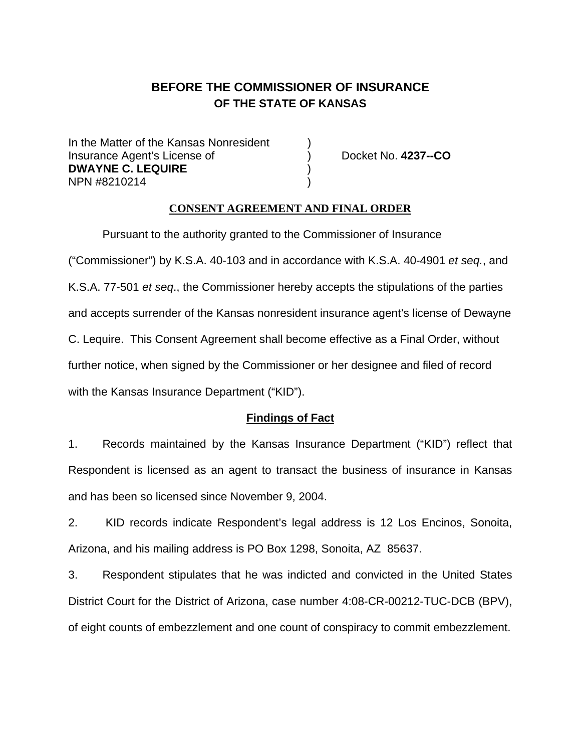# BEFORE THE COMMISSIONER OF INSURANCE
## OF THE STATE OF KANSAS

| | | |
|---|---|---|
| In the Matter of the Kansas Nonresident | ) | |
| Insurance Agent's License of | ) | Docket No. **4237--CO** |
| **DWAYNE C. LEQUIRE** | ) | |
| NPN #8210214 | ) | |

**CONSENT AGREEMENT AND FINAL ORDER**

Pursuant to the authority granted to the Commissioner of Insurance ("Commissioner") by K.S.A. 40-103 and in accordance with K.S.A. 40-4901 *et seq.*, and K.S.A. 77-501 *et seq*., the Commissioner hereby accepts the stipulations of the parties and accepts surrender of the Kansas nonresident insurance agent's license of Dewayne C. Lequire. This Consent Agreement shall become effective as a Final Order, without further notice, when signed by the Commissioner or her designee and filed of record with the Kansas Insurance Department ("KID").

**Findings of Fact**

1. Records maintained by the Kansas Insurance Department ("KID") reflect that Respondent is licensed as an agent to transact the business of insurance in Kansas and has been so licensed since November 9, 2004.

2. KID records indicate Respondent's legal address is 12 Los Encinos, Sonoita, Arizona, and his mailing address is PO Box 1298, Sonoita, AZ 85637.

3. Respondent stipulates that he was indicted and convicted in the United States District Court for the District of Arizona, case number 4:08-CR-00212-TUC-DCB (BPV), of eight counts of embezzlement and one count of conspiracy to commit embezzlement.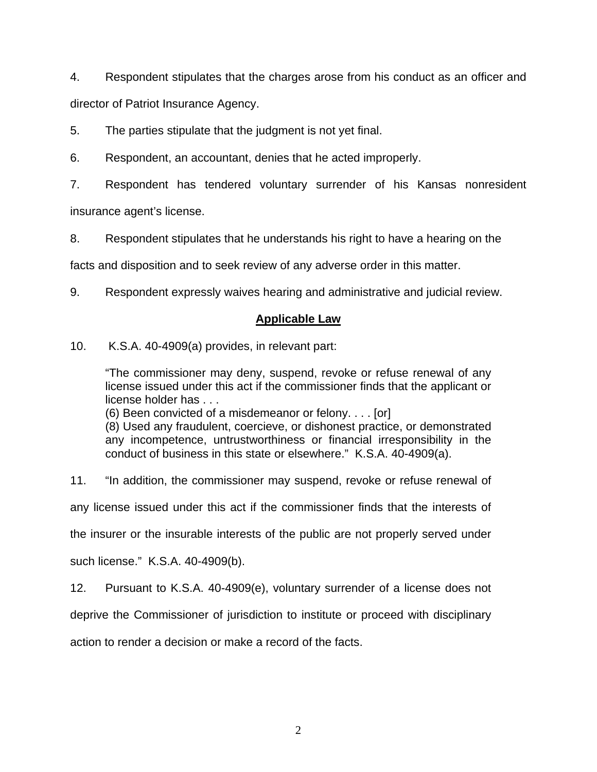4. Respondent stipulates that the charges arose from his conduct as an officer and director of Patriot Insurance Agency.

5. The parties stipulate that the judgment is not yet final.

6. Respondent, an accountant, denies that he acted improperly.

7. Respondent has tendered voluntary surrender of his Kansas nonresident insurance agent's license.

8. Respondent stipulates that he understands his right to have a hearing on the facts and disposition and to seek review of any adverse order in this matter.

9. Respondent expressly waives hearing and administrative and judicial review.

## **Applicable Law**

10. K.S.A. 40-4909(a) provides, in relevant part:

> "The commissioner may deny, suspend, revoke or refuse renewal of any license issued under this act if the commissioner finds that the applicant or license holder has . . .
> (6) Been convicted of a misdemeanor or felony. . . . [or]
> (8) Used any fraudulent, coercieve, or dishonest practice, or demonstrated any incompetence, untrustworthiness or financial irresponsibility in the conduct of business in this state or elsewhere." K.S.A. 40-4909(a).

11. "In addition, the commissioner may suspend, revoke or refuse renewal of any license issued under this act if the commissioner finds that the interests of the insurer or the insurable interests of the public are not properly served under such license." K.S.A. 40-4909(b).

12. Pursuant to K.S.A. 40-4909(e), voluntary surrender of a license does not deprive the Commissioner of jurisdiction to institute or proceed with disciplinary action to render a decision or make a record of the facts.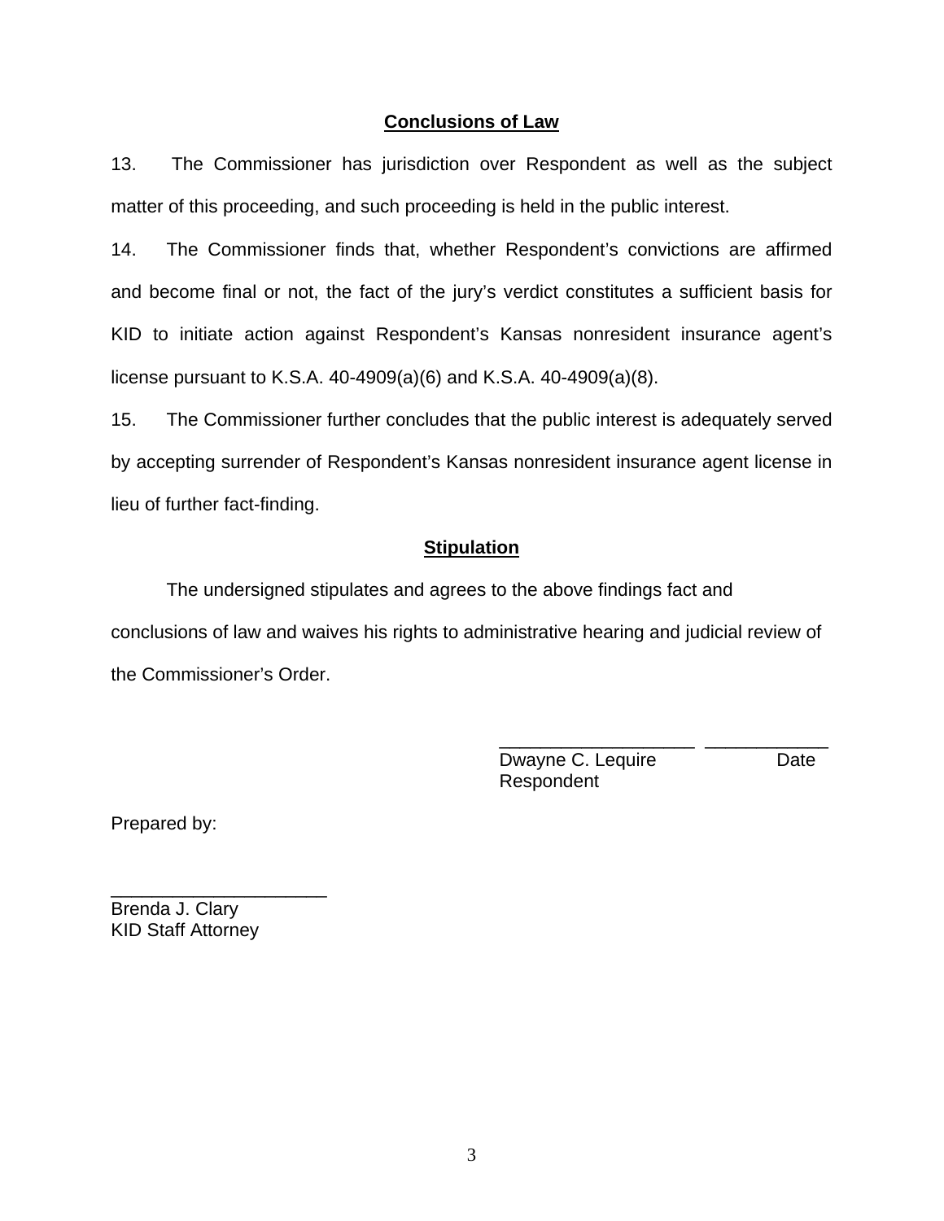## Conclusions of Law

13. The Commissioner has jurisdiction over Respondent as well as the subject matter of this proceeding, and such proceeding is held in the public interest.

14. The Commissioner finds that, whether Respondent's convictions are affirmed and become final or not, the fact of the jury's verdict constitutes a sufficient basis for KID to initiate action against Respondent's Kansas nonresident insurance agent's license pursuant to K.S.A. 40-4909(a)(6) and K.S.A. 40-4909(a)(8).

15. The Commissioner further concludes that the public interest is adequately served by accepting surrender of Respondent's Kansas nonresident insurance agent license in lieu of further fact-finding.

## Stipulation

The undersigned stipulates and agrees to the above findings fact and conclusions of law and waives his rights to administrative hearing and judicial review of the Commissioner's Order.

___________________ ____________
Dwayne C. Lequire Date
Respondent

Prepared by:

_____________________
Brenda J. Clary
KID Staff Attorney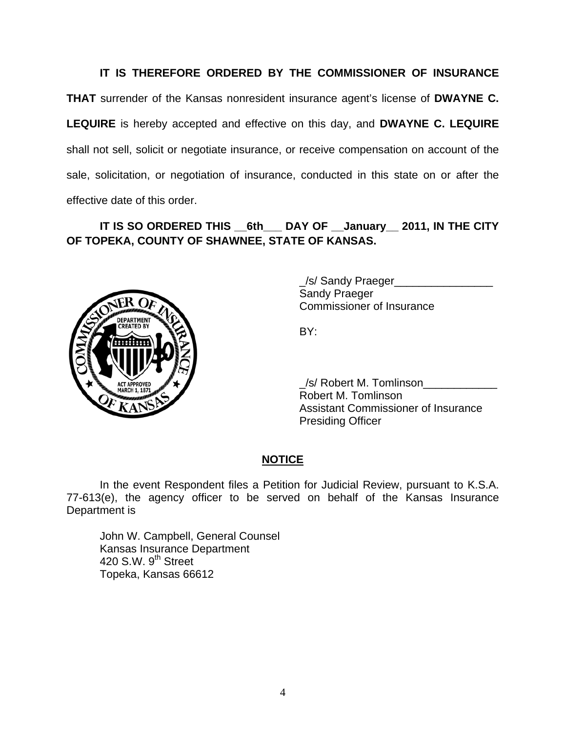**IT IS THEREFORE ORDERED BY THE COMMISSIONER OF INSURANCE THAT** surrender of the Kansas nonresident insurance agent's license of **DWAYNE C. LEQUIRE** is hereby accepted and effective on this day, and **DWAYNE C. LEQUIRE** shall not sell, solicit or negotiate insurance, or receive compensation on account of the sale, solicitation, or negotiation of insurance, conducted in this state on or after the effective date of this order.

**IT IS SO ORDERED THIS __6th___ DAY OF __January__ 2011, IN THE CITY OF TOPEKA, COUNTY OF SHAWNEE, STATE OF KANSAS.**

_/s/ Sandy Praeger________________
Sandy Praeger
Commissioner of Insurance

BY:

_/s/ Robert M. Tomlinson____________
Robert M. Tomlinson
Assistant Commissioner of Insurance
Presiding Officer

## NOTICE

In the event Respondent files a Petition for Judicial Review, pursuant to K.S.A. 77-613(e), the agency officer to be served on behalf of the Kansas Insurance Department is

John W. Campbell, General Counsel
Kansas Insurance Department
420 S.W. 9th Street
Topeka, Kansas 66612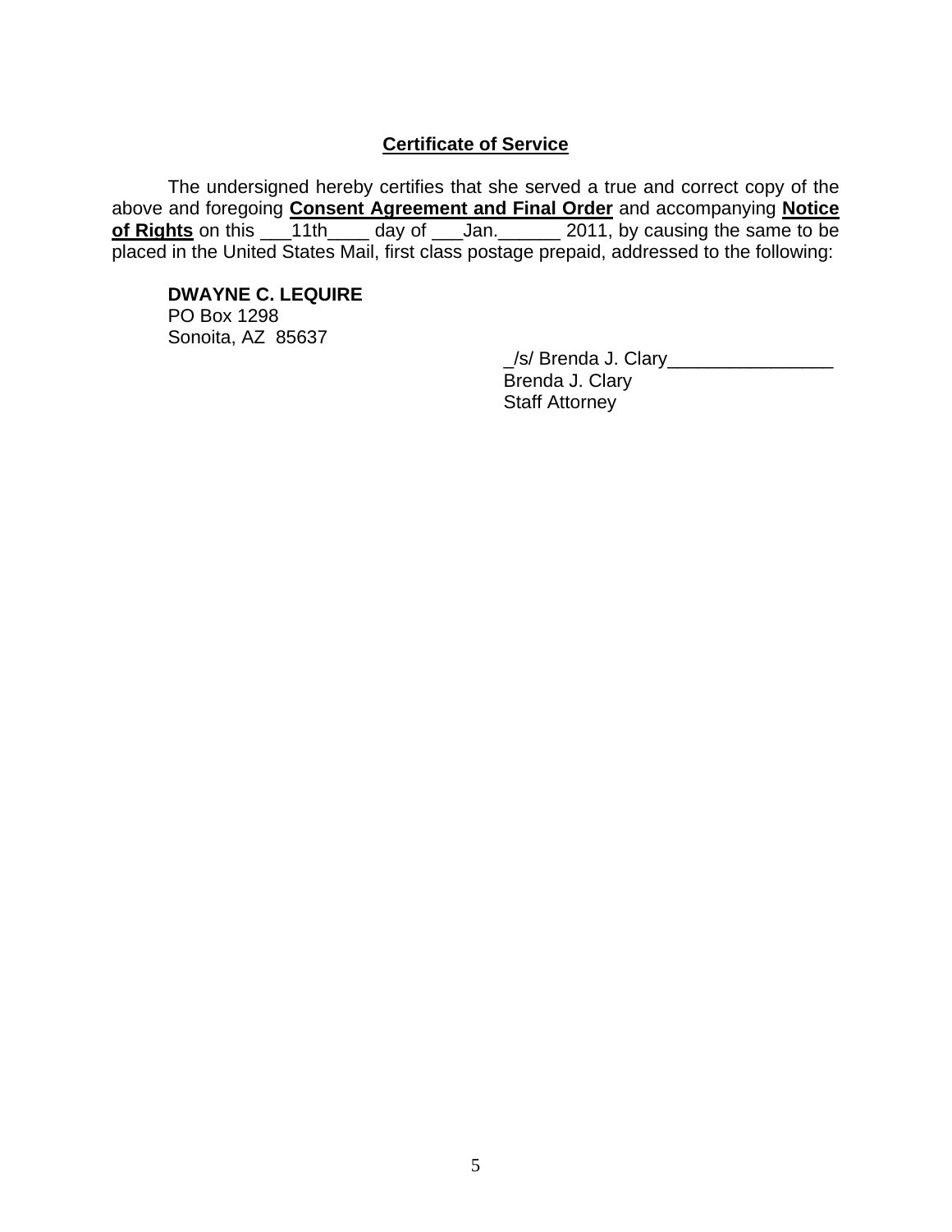## **Certificate of Service**

The undersigned hereby certifies that she served a true and correct copy of the above and foregoing **Consent Agreement and Final Order** and accompanying **Notice of Rights** on this ___11th____ day of ___Jan.______ 2011, by causing the same to be placed in the United States Mail, first class postage prepaid, addressed to the following:

**DWAYNE C. LEQUIRE**
PO Box 1298
Sonoita, AZ 85637

_/s/ Brenda J. Clary________________
Brenda J. Clary
Staff Attorney